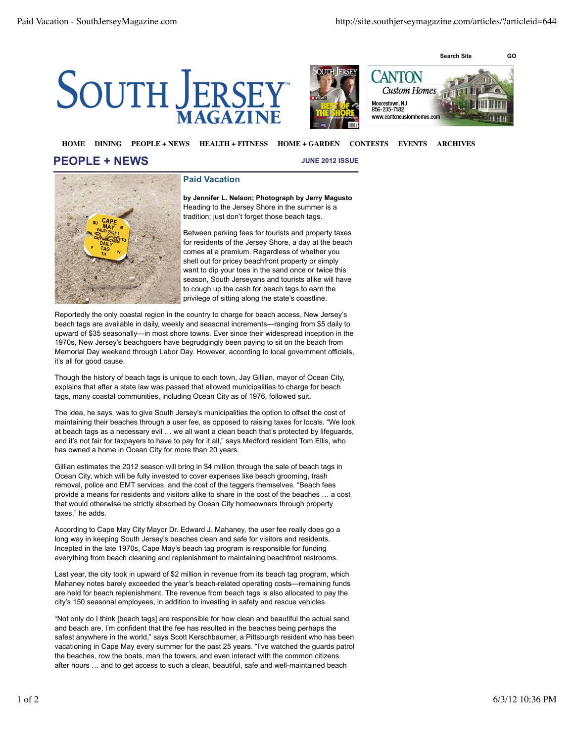HOME DINING PEOPLE + NEWS HEALTH + FITNESS HOME + GARDEN CONTESTS EVENTS ARCHIVES

## PEOPLE + NEWS

JUNE 2012 ISSUE

### Paid Vacation

**by Jennifer L. Nelson; Photograph by Jerry Magusto**

Heading to the Jersey Shore in the summer is a tradition; just don't forget those beach tags.

Between parking fees for tourists and property taxes for residents of the Jersey Shore, a day at the beach comes at a premium. Regardless of whether you shell out for pricey beachfront property or simply want to dip your toes in the sand once or twice this season, South Jerseyans and tourists alike will have to cough up the cash for beach tags to earn the privilege of sitting along the state's coastline.

Reportedly the only coastal region in the country to charge for beach access, New Jersey's beach tags are available in daily, weekly and seasonal increments—ranging from $5 daily to upward of $35 seasonally—in most shore towns. Ever since their widespread inception in the 1970s, New Jersey's beachgoers have begrudgingly been paying to sit on the beach from Memorial Day weekend through Labor Day. However, according to local government officials, it's all for good cause.

Though the history of beach tags is unique to each town, Jay Gillian, mayor of Ocean City, explains that after a state law was passed that allowed municipalities to charge for beach tags, many coastal communities, including Ocean City as of 1976, followed suit.

The idea, he says, was to give South Jersey's municipalities the option to offset the cost of maintaining their beaches through a user fee, as opposed to raising taxes for locals. "We look at beach tags as a necessary evil … we all want a clean beach that's protected by lifeguards, and it's not fair for taxpayers to have to pay for it all," says Medford resident Tom Ellis, who has owned a home in Ocean City for more than 20 years.

Gillian estimates the 2012 season will bring in $4 million through the sale of beach tags in Ocean City, which will be fully invested to cover expenses like beach grooming, trash removal, police and EMT services, and the cost of the taggers themselves. "Beach fees provide a means for residents and visitors alike to share in the cost of the beaches … a cost that would otherwise be strictly absorbed by Ocean City homeowners through property taxes," he adds.

According to Cape May City Mayor Dr. Edward J. Mahaney, the user fee really does go a long way in keeping South Jersey's beaches clean and safe for visitors and residents. Incepted in the late 1970s, Cape May's beach tag program is responsible for funding everything from beach cleaning and replenishment to maintaining beachfront restrooms.

Last year, the city took in upward of $2 million in revenue from its beach tag program, which Mahaney notes barely exceeded the year's beach-related operating costs—remaining funds are held for beach replenishment. The revenue from beach tags is also allocated to pay the city's 150 seasonal employees, in addition to investing in safety and rescue vehicles.

"Not only do I think [beach tags] are responsible for how clean and beautiful the actual sand and beach are, I'm confident that the fee has resulted in the beaches being perhaps the safest anywhere in the world," says Scott Kerschbaumer, a Pittsburgh resident who has been vacationing in Cape May every summer for the past 25 years. "I've watched the guards patrol the beaches, row the boats, man the towers, and even interact with the common citizens after hours … and to get access to such a clean, beautiful, safe and well-maintained beach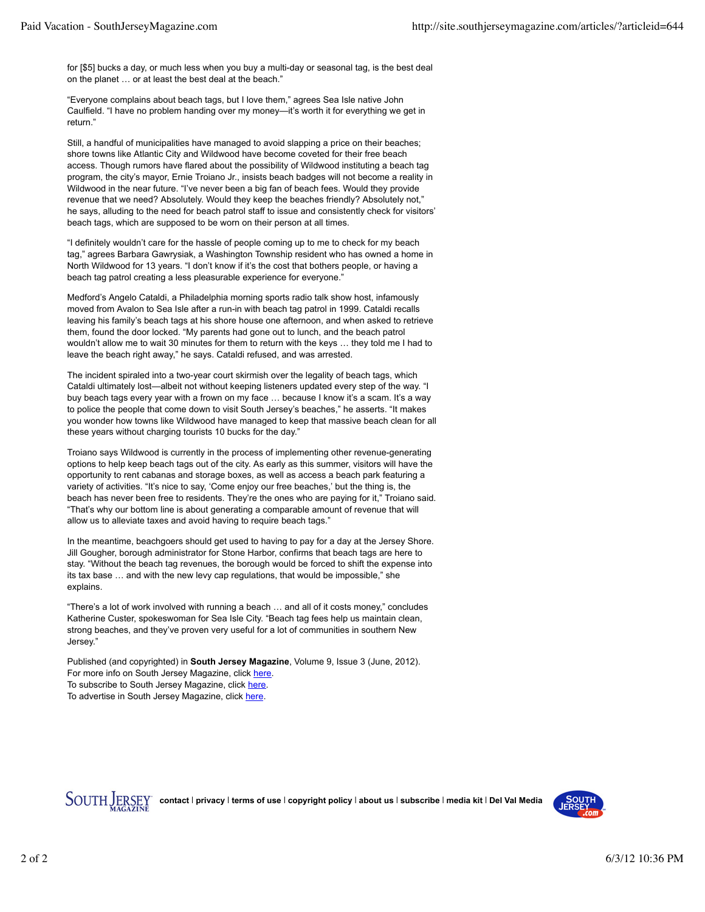for [$5] bucks a day, or much less when you buy a multi-day or seasonal tag, is the best deal on the planet … or at least the best deal at the beach."

"Everyone complains about beach tags, but I love them," agrees Sea Isle native John Caulfield. "I have no problem handing over my money—it's worth it for everything we get in return."

Still, a handful of municipalities have managed to avoid slapping a price on their beaches; shore towns like Atlantic City and Wildwood have become coveted for their free beach access. Though rumors have flared about the possibility of Wildwood instituting a beach tag program, the city's mayor, Ernie Troiano Jr., insists beach badges will not become a reality in Wildwood in the near future. "I've never been a big fan of beach fees. Would they provide revenue that we need? Absolutely. Would they keep the beaches friendly? Absolutely not," he says, alluding to the need for beach patrol staff to issue and consistently check for visitors' beach tags, which are supposed to be worn on their person at all times.

"I definitely wouldn't care for the hassle of people coming up to me to check for my beach tag," agrees Barbara Gawrysiak, a Washington Township resident who has owned a home in North Wildwood for 13 years. "I don't know if it's the cost that bothers people, or having a beach tag patrol creating a less pleasurable experience for everyone."

Medford's Angelo Cataldi, a Philadelphia morning sports radio talk show host, infamously moved from Avalon to Sea Isle after a run-in with beach tag patrol in 1999. Cataldi recalls leaving his family's beach tags at his shore house one afternoon, and when asked to retrieve them, found the door locked. "My parents had gone out to lunch, and the beach patrol wouldn't allow me to wait 30 minutes for them to return with the keys … they told me I had to leave the beach right away," he says. Cataldi refused, and was arrested.

The incident spiraled into a two-year court skirmish over the legality of beach tags, which Cataldi ultimately lost—albeit not without keeping listeners updated every step of the way. "I buy beach tags every year with a frown on my face … because I know it's a scam. It's a way to police the people that come down to visit South Jersey's beaches," he asserts. "It makes you wonder how towns like Wildwood have managed to keep that massive beach clean for all these years without charging tourists 10 bucks for the day."

Troiano says Wildwood is currently in the process of implementing other revenue-generating options to help keep beach tags out of the city. As early as this summer, visitors will have the opportunity to rent cabanas and storage boxes, as well as access a beach park featuring a variety of activities. "It's nice to say, 'Come enjoy our free beaches,' but the thing is, the beach has never been free to residents. They're the ones who are paying for it," Troiano said. "That's why our bottom line is about generating a comparable amount of revenue that will allow us to alleviate taxes and avoid having to require beach tags."

In the meantime, beachgoers should get used to having to pay for a day at the Jersey Shore. Jill Gougher, borough administrator for Stone Harbor, confirms that beach tags are here to stay. "Without the beach tag revenues, the borough would be forced to shift the expense into its tax base … and with the new levy cap regulations, that would be impossible," she explains.

"There's a lot of work involved with running a beach … and all of it costs money," concludes Katherine Custer, spokeswoman for Sea Isle City. "Beach tag fees help us maintain clean, strong beaches, and they've proven very useful for a lot of communities in southern New Jersey."

Published (and copyrighted) in **South Jersey Magazine**, Volume 9, Issue 3 (June, 2012).
For more info on South Jersey Magazine, click here.
To subscribe to South Jersey Magazine, click here.
To advertise in South Jersey Magazine, click here.

SOUTH JERSEY MAGAZINE **contact | privacy | terms of use | copyright policy | about us | subscribe | media kit | Del Val Media**